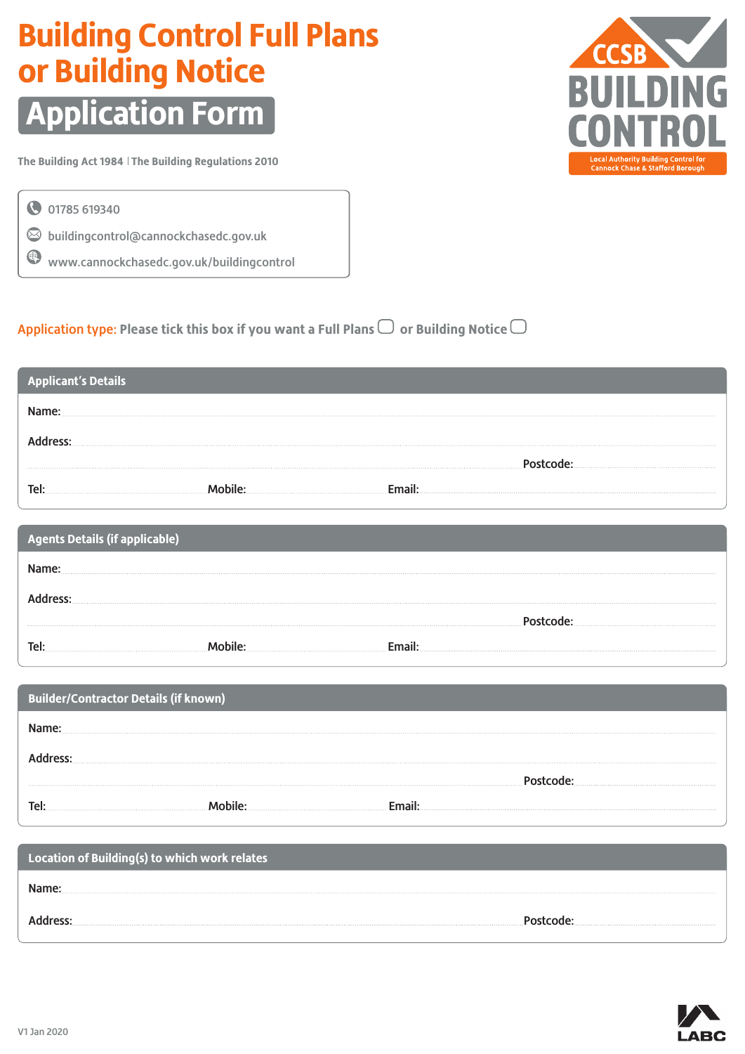# Building Control Full Plans or Building Notice

## Application Form

CCSB BUILDING CONTROL
Local Authority Building Control for Cannock Chase & Stafford Borough

The Building Act 1984 | The Building Regulations 2010

01785 619340
buildingcontrol@cannockchasedc.gov.uk
www.cannockchasedc.gov.uk/buildingcontrol

**Application type:** Please tick this box if you want a Full Plans ☐ or Building Notice ☐

### Applicant's Details

Name:

Address:

Postcode:

Tel: Mobile: Email:

### Agents Details (if applicable)

Name:

Address:

Postcode:

Tel: Mobile: Email:

### Builder/Contractor Details (if known)

Name:

Address:

Postcode:

Tel: Mobile: Email:

### Location of Building(s) to which work relates

Name:

Address: Postcode:

V1 Jan 2020

LABC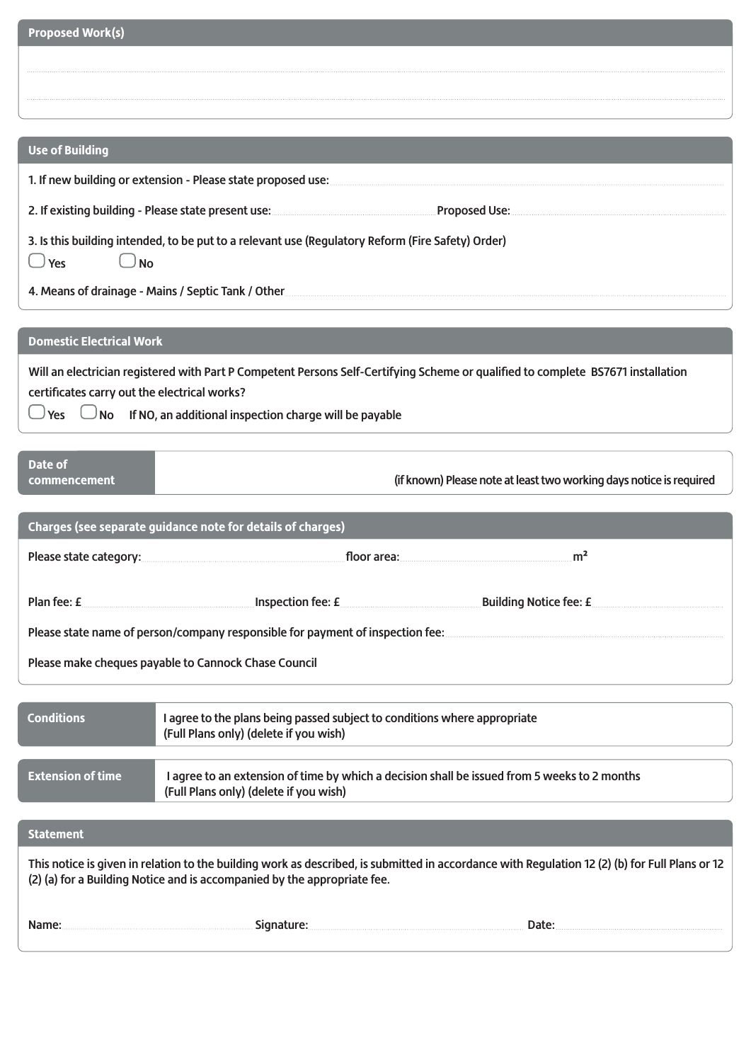## Proposed Work(s)

## Use of Building

1. If new building or extension - Please state proposed use:

2. If existing building - Please state present use: Proposed Use:

3. Is this building intended, to be put to a relevant use (Regulatory Reform (Fire Safety) Order)

☐ Yes ☐ No

4. Means of drainage - Mains / Septic Tank / Other

## Domestic Electrical Work

Will an electrician registered with Part P Competent Persons Self-Certifying Scheme or qualified to complete BS7671 installation certificates carry out the electrical works?

☐ Yes ☐ No If NO, an additional inspection charge will be payable

## Date of commencement

(if known) Please note at least two working days notice is required

## Charges (see separate guidance note for details of charges)

Please state category: floor area: $m^2$

Plan fee: £ Inspection fee: £ Building Notice fee: £

Please state name of person/company responsible for payment of inspection fee:

Please make cheques payable to Cannock Chase Council

## Conditions

I agree to the plans being passed subject to conditions where appropriate
(Full Plans only) (delete if you wish)

## Extension of time

I agree to an extension of time by which a decision shall be issued from 5 weeks to 2 months
(Full Plans only) (delete if you wish)

## Statement

This notice is given in relation to the building work as described, is submitted in accordance with Regulation 12 (2) (b) for Full Plans or 12 (2) (a) for a Building Notice and is accompanied by the appropriate fee.

Name: Signature: Date: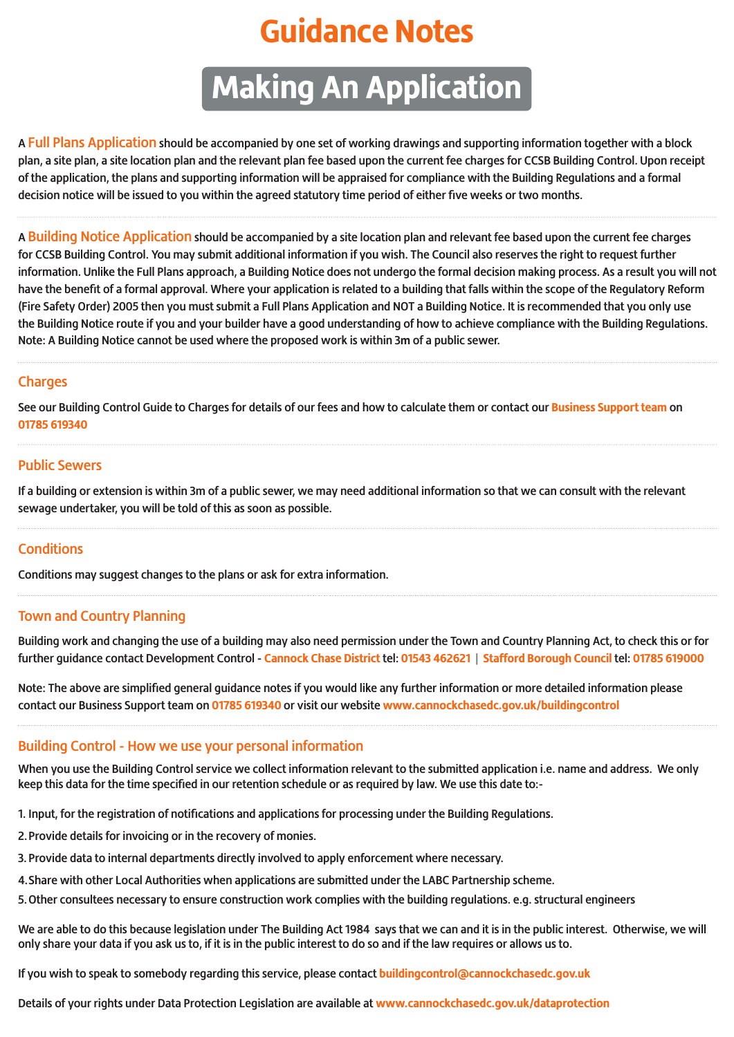# Guidance Notes

## Making An Application

A **Full Plans Application** should be accompanied by one set of working drawings and supporting information together with a block plan, a site plan, a site location plan and the relevant plan fee based upon the current fee charges for CCSB Building Control. Upon receipt of the application, the plans and supporting information will be appraised for compliance with the Building Regulations and a formal decision notice will be issued to you within the agreed statutory time period of either five weeks or two months.

A **Building Notice Application** should be accompanied by a site location plan and relevant fee based upon the current fee charges for CCSB Building Control. You may submit additional information if you wish. The Council also reserves the right to request further information. Unlike the Full Plans approach, a Building Notice does not undergo the formal decision making process. As a result you will not have the benefit of a formal approval. Where your application is related to a building that falls within the scope of the Regulatory Reform (Fire Safety Order) 2005 then you must submit a Full Plans Application and NOT a Building Notice. It is recommended that you only use the Building Notice route if you and your builder have a good understanding of how to achieve compliance with the Building Regulations. Note: A Building Notice cannot be used where the proposed work is within 3m of a public sewer.

### Charges

See our Building Control Guide to Charges for details of our fees and how to calculate them or contact our **Business Support team** on **01785 619340**

### Public Sewers

If a building or extension is within 3m of a public sewer, we may need additional information so that we can consult with the relevant sewage undertaker, you will be told of this as soon as possible.

### Conditions

Conditions may suggest changes to the plans or ask for extra information.

### Town and Country Planning

Building work and changing the use of a building may also need permission under the Town and Country Planning Act, to check this or for further guidance contact Development Control - **Cannock Chase District** tel: **01543 462621** | **Stafford Borough Council** tel: **01785 619000**

Note: The above are simplified general guidance notes if you would like any further information or more detailed information please contact our Business Support team on **01785 619340** or visit our website **www.cannockchasedc.gov.uk/buildingcontrol**

### Building Control - How we use your personal information

When you use the Building Control service we collect information relevant to the submitted application i.e. name and address. We only keep this data for the time specified in our retention schedule or as required by law. We use this date to:-

1. Input, for the registration of notifications and applications for processing under the Building Regulations.
2. Provide details for invoicing or in the recovery of monies.
3. Provide data to internal departments directly involved to apply enforcement where necessary.
4. Share with other Local Authorities when applications are submitted under the LABC Partnership scheme.
5. Other consultees necessary to ensure construction work complies with the building regulations. e.g. structural engineers

We are able to do this because legislation under The Building Act 1984 says that we can and it is in the public interest. Otherwise, we will only share your data if you ask us to, if it is in the public interest to do so and if the law requires or allows us to.

If you wish to speak to somebody regarding this service, please contact **buildingcontrol@cannockchasedc.gov.uk**

Details of your rights under Data Protection Legislation are available at **www.cannockchasedc.gov.uk/dataprotection**